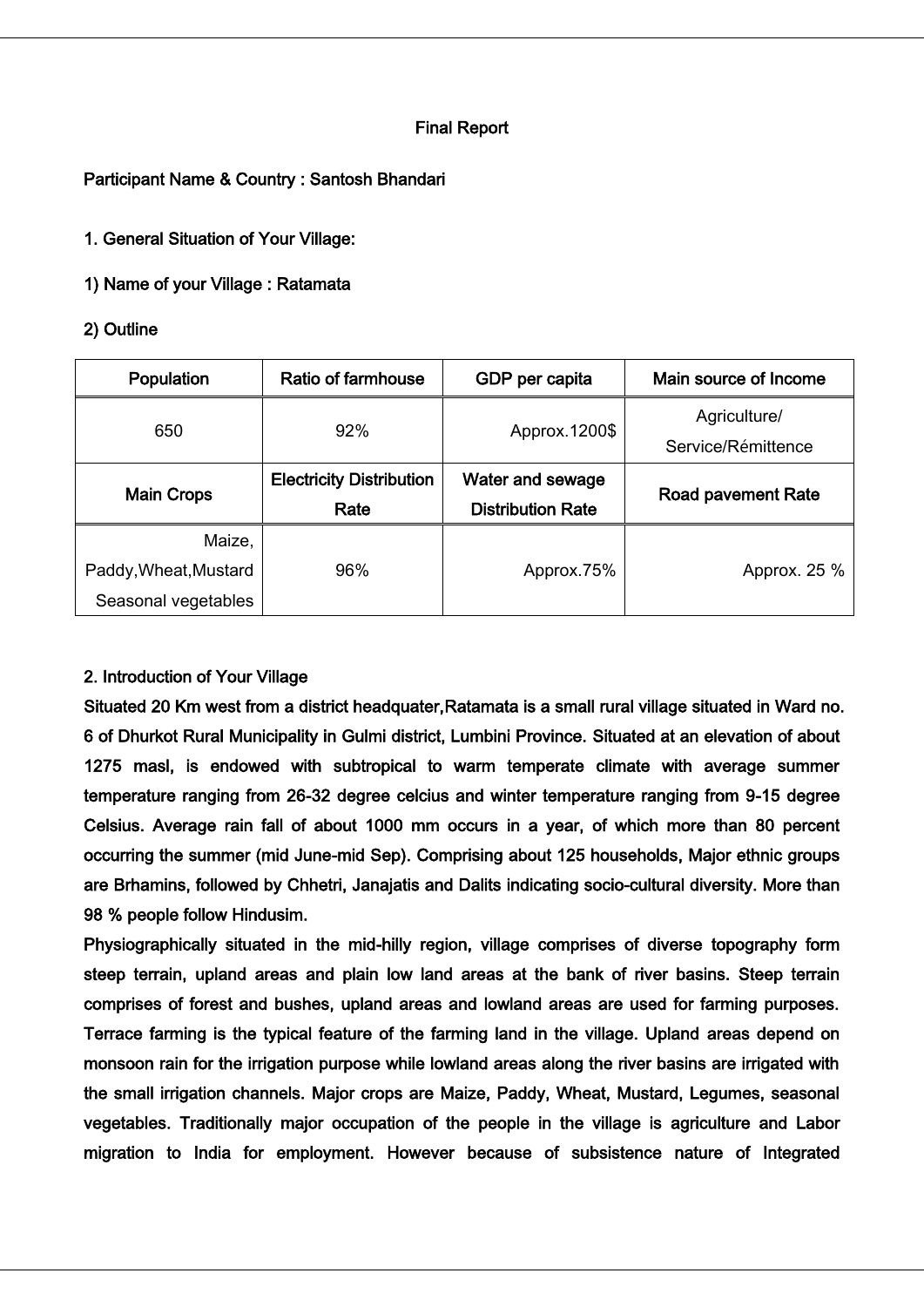Final Report

**Participant Name & Country : Santosh Bhandari**

**1. General Situation of Your Village:**

**1) Name of your Village : Ratamata**

**2) Outline**

| Population | Ratio of farmhouse | GDP per capita | Main source of Income |
|---|---|---|---|
| 650 | 92% | Approx.1200$ | Agriculture/ Service/Rémittence |
| **Main Crops** | **Electricity Distribution Rate** | **Water and sewage Distribution Rate** | **Road pavement Rate** |
| Maize, Paddy,Wheat,Mustard Seasonal vegetables | 96% | Approx.75% | Approx. 25 % |

**2. Introduction of Your Village**

**Situated 20 Km west from a district headquater,Ratamata is a small rural village situated in Ward no. 6 of Dhurkot Rural Municipality in Gulmi district, Lumbini Province. Situated at an elevation of about 1275 masl, is endowed with subtropical to warm temperate climate with average summer temperature ranging from 26-32 degree celcius and winter temperature ranging from 9-15 degree Celsius. Average rain fall of about 1000 mm occurs in a year, of which more than 80 percent occurring the summer (mid June-mid Sep). Comprising about 125 households, Major ethnic groups are Brhamins, followed by Chhetri, Janajatis and Dalits indicating socio-cultural diversity. More than 98 % people follow Hindusim.**

**Physiographically situated in the mid-hilly region, village comprises of diverse topography form steep terrain, upland areas and plain low land areas at the bank of river basins. Steep terrain comprises of forest and bushes, upland areas and lowland areas are used for farming purposes. Terrace farming is the typical feature of the farming land in the village. Upland areas depend on monsoon rain for the irrigation purpose while lowland areas along the river basins are irrigated with the small irrigation channels. Major crops are Maize, Paddy, Wheat, Mustard, Legumes, seasonal vegetables. Traditionally major occupation of the people in the village is agriculture and Labor migration to India for employment. However because of subsistence nature of Integrated**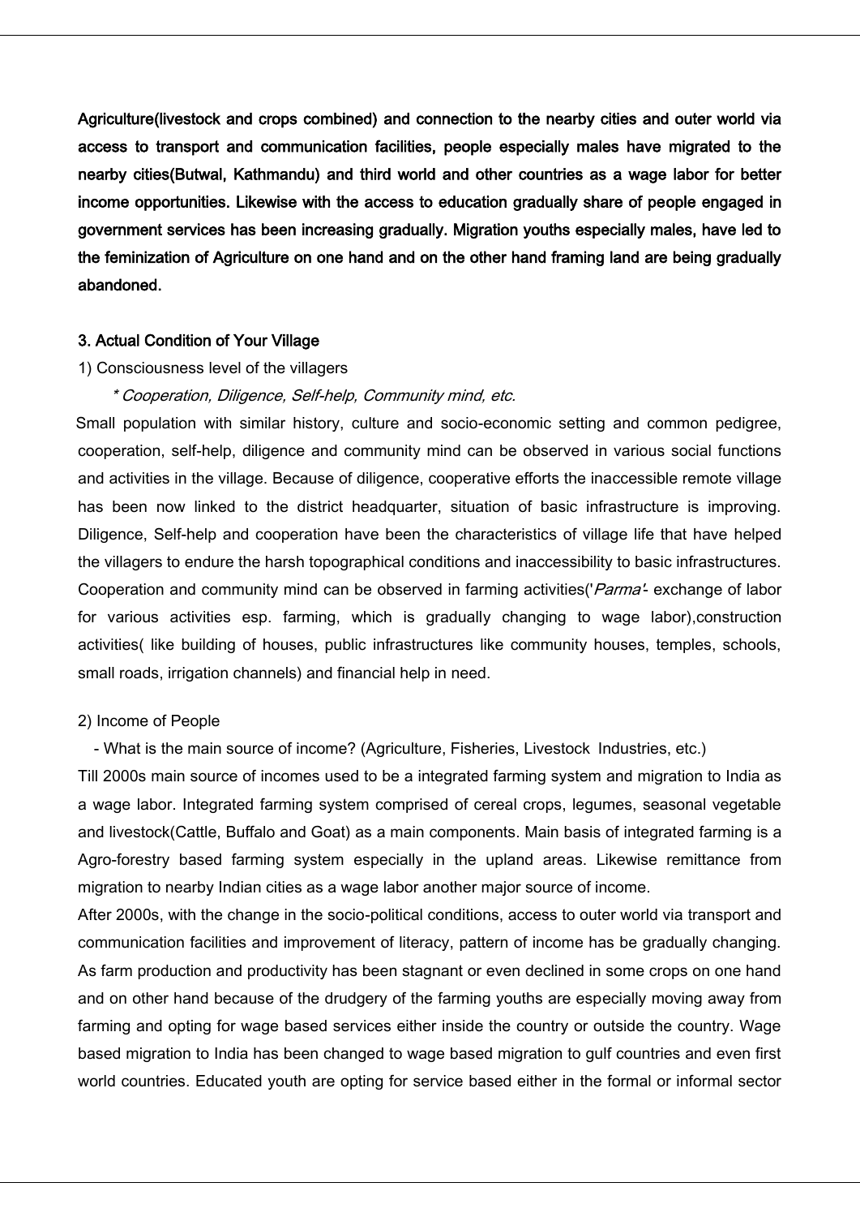**Agriculture(livestock and crops combined) and connection to the nearby cities and outer world via access to transport and communication facilities, people especially males have migrated to the nearby cities(Butwal, Kathmandu) and third world and other countries as a wage labor for better income opportunities. Likewise with the access to education gradually share of people engaged in government services has been increasing gradually. Migration youths especially males, have led to the feminization of Agriculture on one hand and on the other hand framing land are being gradually abandoned.**

**3. Actual Condition of Your Village**

1) Consciousness level of the villagers

*\* Cooperation, Diligence, Self-help, Community mind, etc.*

Small population with similar history, culture and socio-economic setting and common pedigree, cooperation, self-help, diligence and community mind can be observed in various social functions and activities in the village. Because of diligence, cooperative efforts the inaccessible remote village has been now linked to the district headquarter, situation of basic infrastructure is improving. Diligence, Self-help and cooperation have been the characteristics of village life that have helped the villagers to endure the harsh topographical conditions and inaccessibility to basic infrastructures. Cooperation and community mind can be observed in farming activities('*Parma'*- exchange of labor for various activities esp. farming, which is gradually changing to wage labor),construction activities( like building of houses, public infrastructures like community houses, temples, schools, small roads, irrigation channels) and financial help in need.

2) Income of People

- What is the main source of income? (Agriculture, Fisheries, Livestock Industries, etc.)

Till 2000s main source of incomes used to be a integrated farming system and migration to India as a wage labor. Integrated farming system comprised of cereal crops, legumes, seasonal vegetable and livestock(Cattle, Buffalo and Goat) as a main components. Main basis of integrated farming is a Agro-forestry based farming system especially in the upland areas. Likewise remittance from migration to nearby Indian cities as a wage labor another major source of income.

After 2000s, with the change in the socio-political conditions, access to outer world via transport and communication facilities and improvement of literacy, pattern of income has be gradually changing. As farm production and productivity has been stagnant or even declined in some crops on one hand and on other hand because of the drudgery of the farming youths are especially moving away from farming and opting for wage based services either inside the country or outside the country. Wage based migration to India has been changed to wage based migration to gulf countries and even first world countries. Educated youth are opting for service based either in the formal or informal sector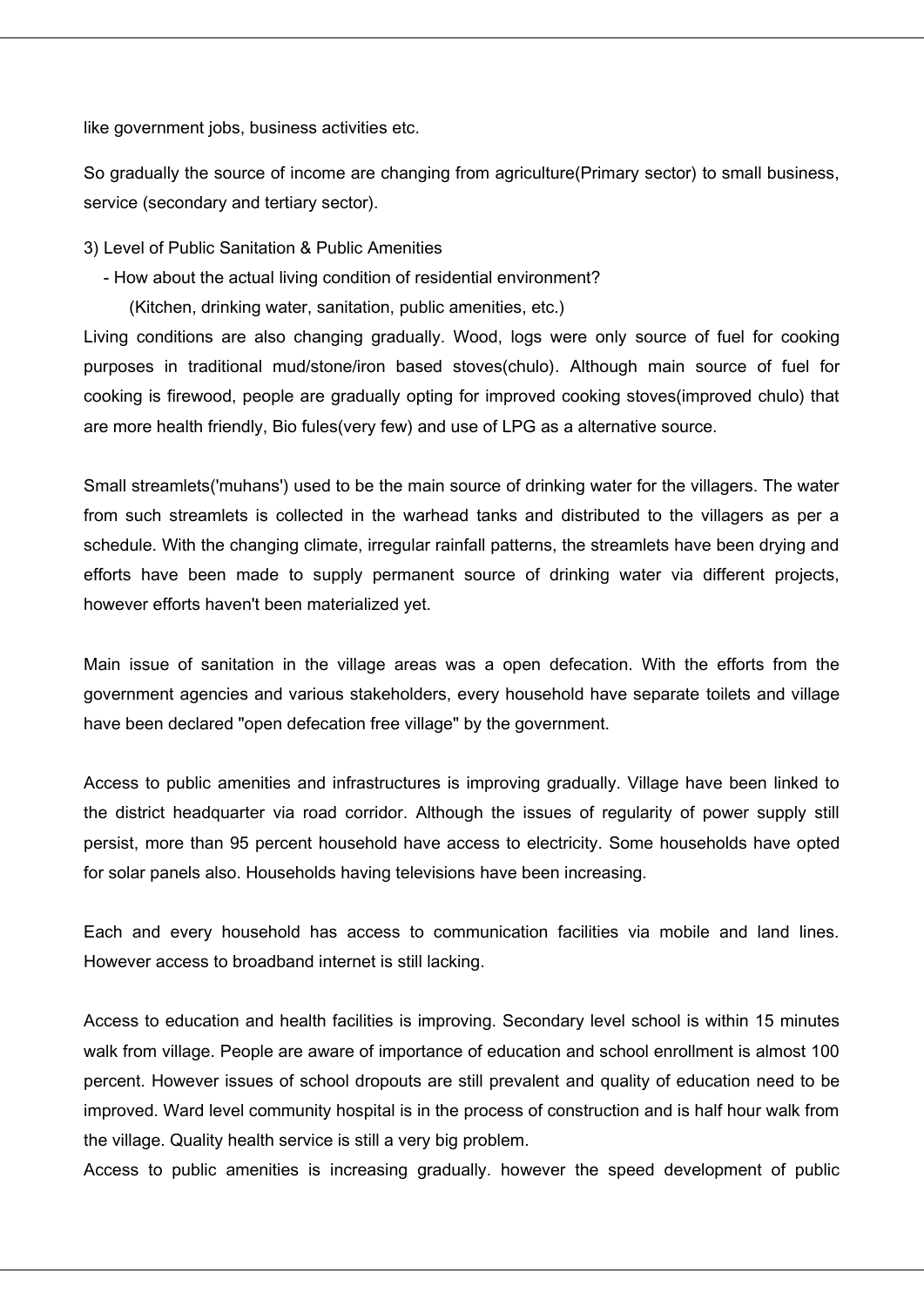like government jobs, business activities etc.

So gradually the source of income are changing from agriculture(Primary sector) to small business, service (secondary and tertiary sector).

3) Level of Public Sanitation & Public Amenities

- How about the actual living condition of residential environment?
  (Kitchen, drinking water, sanitation, public amenities, etc.)

Living conditions are also changing gradually. Wood, logs were only source of fuel for cooking purposes in traditional mud/stone/iron based stoves(chulo). Although main source of fuel for cooking is firewood, people are gradually opting for improved cooking stoves(improved chulo) that are more health friendly, Bio fules(very few) and use of LPG as a alternative source.

Small streamlets('muhans') used to be the main source of drinking water for the villagers. The water from such streamlets is collected in the warhead tanks and distributed to the villagers as per a schedule. With the changing climate, irregular rainfall patterns, the streamlets have been drying and efforts have been made to supply permanent source of drinking water via different projects, however efforts haven't been materialized yet.

Main issue of sanitation in the village areas was a open defecation. With the efforts from the government agencies and various stakeholders, every household have separate toilets and village have been declared "open defecation free village" by the government.

Access to public amenities and infrastructures is improving gradually. Village have been linked to the district headquarter via road corridor. Although the issues of regularity of power supply still persist, more than 95 percent household have access to electricity. Some households have opted for solar panels also. Households having televisions have been increasing.

Each and every household has access to communication facilities via mobile and land lines. However access to broadband internet is still lacking.

Access to education and health facilities is improving. Secondary level school is within 15 minutes walk from village. People are aware of importance of education and school enrollment is almost 100 percent. However issues of school dropouts are still prevalent and quality of education need to be improved. Ward level community hospital is in the process of construction and is half hour walk from the village. Quality health service is still a very big problem.

Access to public amenities is increasing gradually. however the speed development of public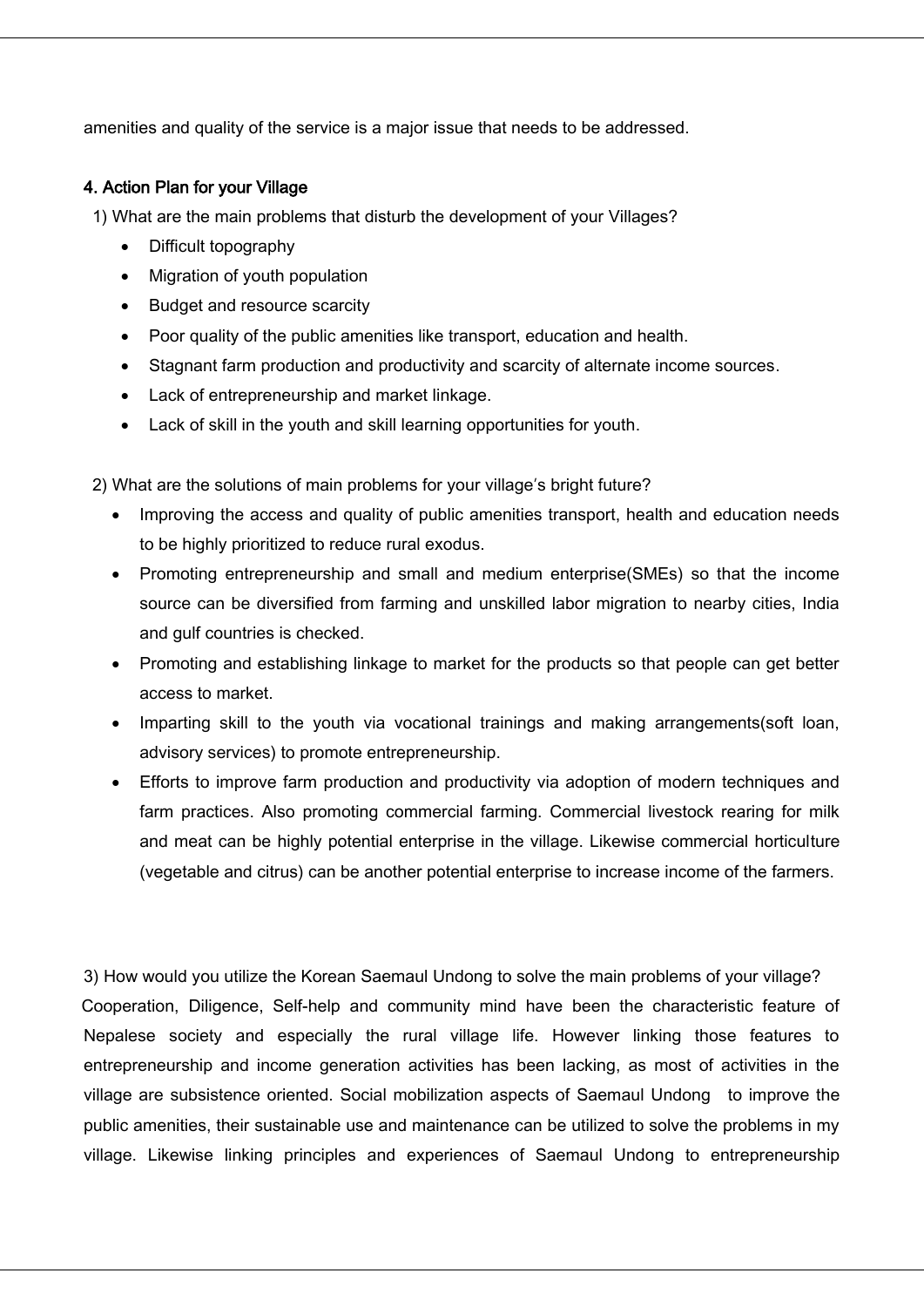amenities and quality of the service is a major issue that needs to be addressed.

### 4. Action Plan for your Village

1) What are the main problems that disturb the development of your Villages?

- Difficult topography
- Migration of youth population
- Budget and resource scarcity
- Poor quality of the public amenities like transport, education and health.
- Stagnant farm production and productivity and scarcity of alternate income sources.
- Lack of entrepreneurship and market linkage.
- Lack of skill in the youth and skill learning opportunities for youth.

2) What are the solutions of main problems for your village's bright future?

- Improving the access and quality of public amenities transport, health and education needs to be highly prioritized to reduce rural exodus.
- Promoting entrepreneurship and small and medium enterprise(SMEs) so that the income source can be diversified from farming and unskilled labor migration to nearby cities, India and gulf countries is checked.
- Promoting and establishing linkage to market for the products so that people can get better access to market.
- Imparting skill to the youth via vocational trainings and making arrangements(soft loan, advisory services) to promote entrepreneurship.
- Efforts to improve farm production and productivity via adoption of modern techniques and farm practices. Also promoting commercial farming. Commercial livestock rearing for milk and meat can be highly potential enterprise in the village. Likewise commercial horticulture (vegetable and citrus) can be another potential enterprise to increase income of the farmers.

3) How would you utilize the Korean Saemaul Undong to solve the main problems of your village?

Cooperation, Diligence, Self-help and community mind have been the characteristic feature of Nepalese society and especially the rural village life. However linking those features to entrepreneurship and income generation activities has been lacking, as most of activities in the village are subsistence oriented. Social mobilization aspects of Saemaul Undong to improve the public amenities, their sustainable use and maintenance can be utilized to solve the problems in my village. Likewise linking principles and experiences of Saemaul Undong to entrepreneurship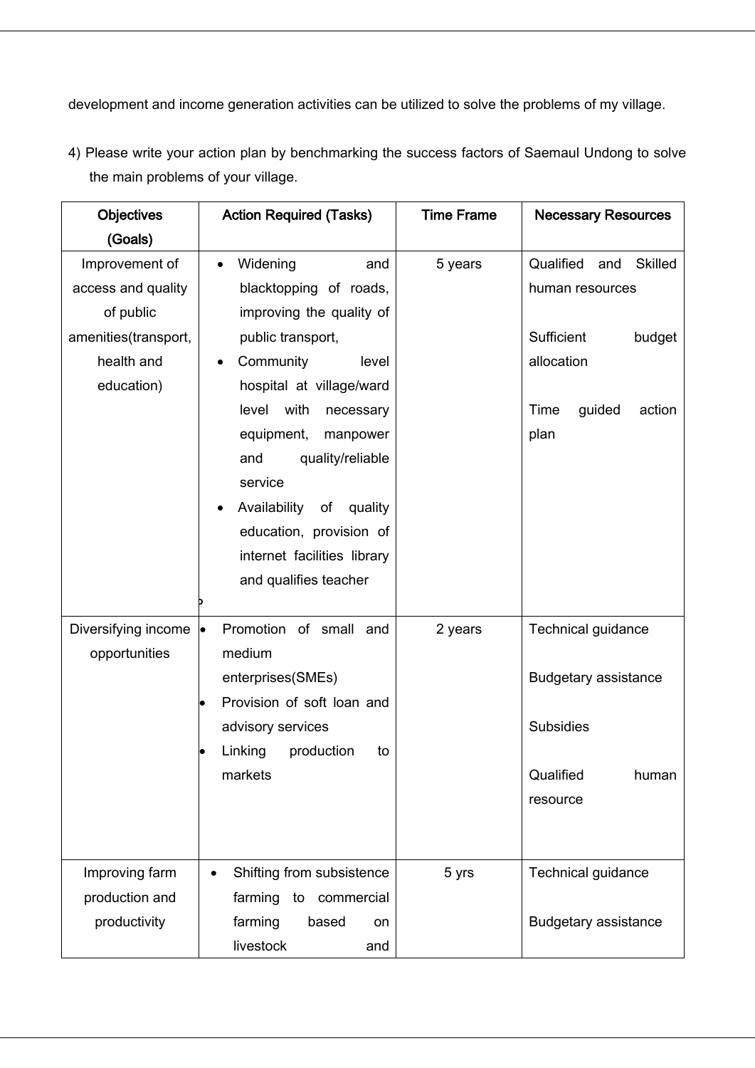development and income generation activities can be utilized to solve the problems of my village.

4) Please write your action plan by benchmarking the success factors of Saemaul Undong to solve the main problems of your village.

| Objectives (Goals) | Action Required (Tasks) | Time Frame | Necessary Resources |
|---|---|---|---|
| Improvement of access and quality of public amenities(transport, health and education) | • Widening and blacktopping of roads, improving the quality of public transport,<br>• Community level hospital at village/ward level with necessary equipment, manpower and quality/reliable service<br>• Availability of quality education, provision of internet facilities library and qualifies teacher | 5 years | Qualified and Skilled human resources<br><br>Sufficient budget allocation<br><br>Time guided action plan |
| Diversifying income opportunities | • Promotion of small and medium enterprises(SMEs)<br>• Provision of soft loan and advisory services<br>• Linking production to markets | 2 years | Technical guidance<br><br>Budgetary assistance<br><br>Subsidies<br><br>Qualified human resource |
| Improving farm production and productivity | • Shifting from subsistence farming to commercial farming based on livestock and | 5 yrs | Technical guidance<br><br>Budgetary assistance |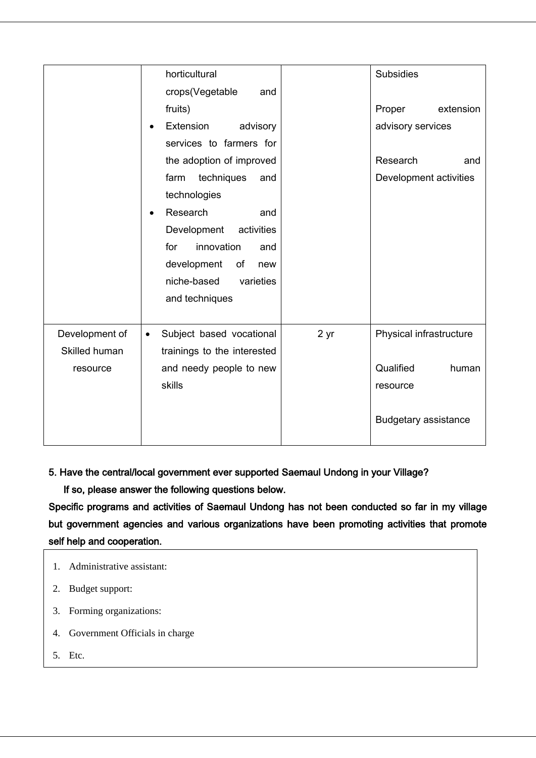| | | | |
|---|---|---|---|
| | horticultural crops(Vegetable and fruits)<br>• Extension advisory services to farmers for the adoption of improved farm techniques and technologies<br>• Research and Development activities for innovation and development of new niche-based varieties and techniques | | Subsidies<br><br>Proper extension advisory services<br><br>Research and Development activities |
| Development of Skilled human resource | • Subject based vocational trainings to the interested and needy people to new skills | 2 yr | Physical infrastructure<br><br>Qualified human resource<br><br>Budgetary assistance |

**5. Have the central/local government ever supported Saemaul Undong in your Village?**

**If so, please answer the following questions below.**

**Specific programs and activities of Saemaul Undong has not been conducted so far in my village but government agencies and various organizations have been promoting activities that promote self help and cooperation.**

1. Administrative assistant:
2. Budget support:
3. Forming organizations:
4. Government Officials in charge
5. Etc.